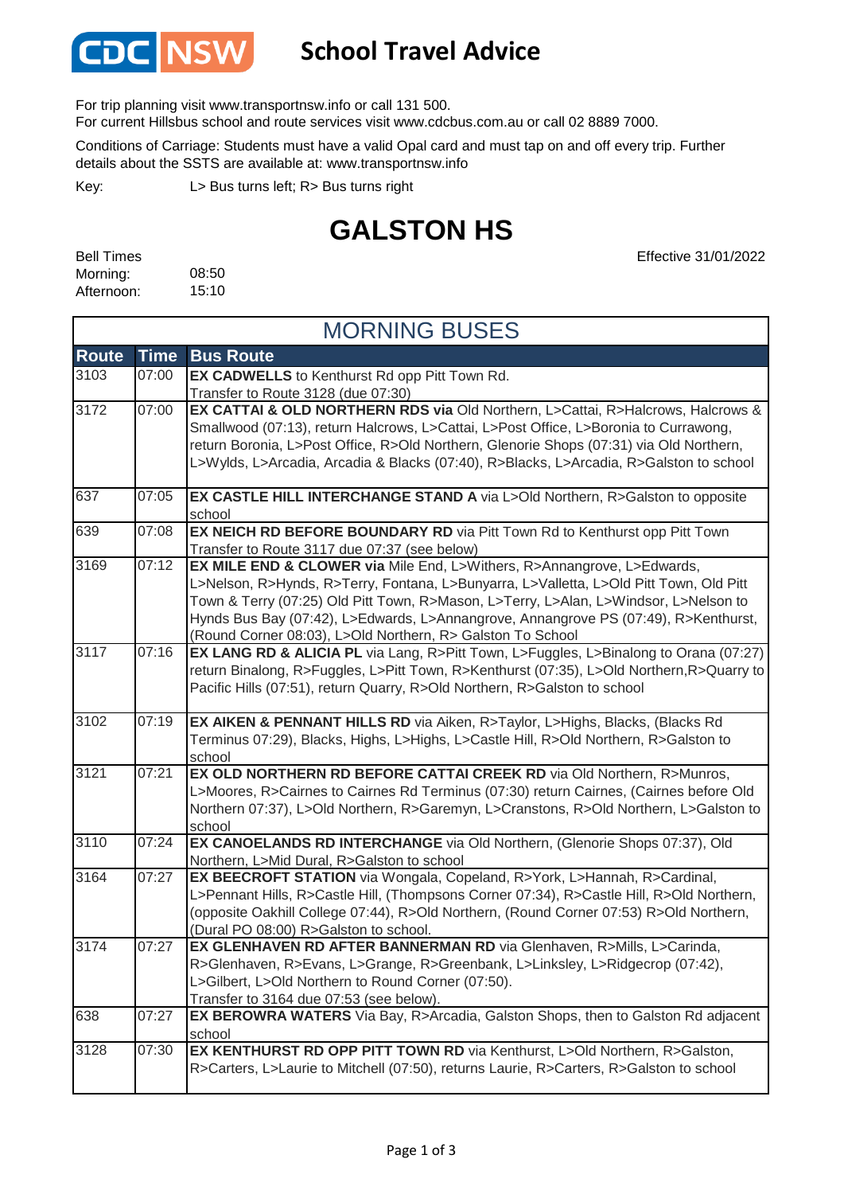# School Travel Advice

For trip planning visit www.transportnsw.info or call 131 500.
For current Hillsbus school and route services visit www.cdcbus.com.au or call 02 8889 7000.

Conditions of Carriage: Students must have a valid Opal card and must tap on and off every trip. Further details about the SSTS are available at: www.transportnsw.info

Key: L> Bus turns left; R> Bus turns right

# GALSTON HS

Effective 31/01/2022

Bell Times
Morning: 08:50
Afternoon: 15:10

## MORNING BUSES

| Route | Time | Bus Route |
|---|---|---|
| 3103 | 07:00 | **EX CADWELLS** to Kenthurst Rd opp Pitt Town Rd. Transfer to Route 3128 (due 07:30) |
| 3172 | 07:00 | **EX CATTAI & OLD NORTHERN RDS via** Old Northern, L>Cattai, R>Halcrows, Halcrows & Smallwood (07:13), return Halcrows, L>Cattai, L>Post Office, L>Boronia to Currawong, return Boronia, L>Post Office, R>Old Northern, Glenorie Shops (07:31) via Old Northern, L>Wylds, L>Arcadia, Arcadia & Blacks (07:40), R>Blacks, L>Arcadia, R>Galston to school |
| 637 | 07:05 | **EX CASTLE HILL INTERCHANGE STAND A** via L>Old Northern, R>Galston to opposite school |
| 639 | 07:08 | **EX NEICH RD BEFORE BOUNDARY RD** via Pitt Town Rd to Kenthurst opp Pitt Town Transfer to Route 3117 due 07:37 (see below) |
| 3169 | 07:12 | **EX MILE END & CLOWER via** Mile End, L>Withers, R>Annangrove, L>Edwards, L>Nelson, R>Hynds, R>Terry, Fontana, L>Bunyarra, L>Valletta, L>Old Pitt Town, Old Pitt Town & Terry (07:25) Old Pitt Town, R>Mason, L>Terry, L>Alan, L>Windsor, L>Nelson to Hynds Bus Bay (07:42), L>Edwards, L>Annangrove, Annangrove PS (07:49), R>Kenthurst, (Round Corner 08:03), L>Old Northern, R> Galston To School |
| 3117 | 07:16 | **EX LANG RD & ALICIA PL** via Lang, R>Pitt Town, L>Fuggles, L>Binalong to Orana (07:27) return Binalong, R>Fuggles, L>Pitt Town, R>Kenthurst (07:35), L>Old Northern,R>Quarry to Pacific Hills (07:51), return Quarry, R>Old Northern, R>Galston to school |
| 3102 | 07:19 | **EX AIKEN & PENNANT HILLS RD** via Aiken, R>Taylor, L>Highs, Blacks, (Blacks Rd Terminus 07:29), Blacks, Highs, L>Highs, L>Castle Hill, R>Old Northern, R>Galston to school |
| 3121 | 07:21 | **EX OLD NORTHERN RD BEFORE CATTAI CREEK RD** via Old Northern, R>Munros, L>Moores, R>Cairnes to Cairnes Rd Terminus (07:30) return Cairnes, (Cairnes before Old Northern 07:37), L>Old Northern, R>Garemyn, L>Cranstons, R>Old Northern, L>Galston to school |
| 3110 | 07:24 | **EX CANOELANDS RD INTERCHANGE** via Old Northern, (Glenorie Shops 07:37), Old Northern, L>Mid Dural, R>Galston to school |
| 3164 | 07:27 | **EX BEECROFT STATION** via Wongala, Copeland, R>York, L>Hannah, R>Cardinal, L>Pennant Hills, R>Castle Hill, (Thompsons Corner 07:34), R>Castle Hill, R>Old Northern, (opposite Oakhill College 07:44), R>Old Northern, (Round Corner 07:53) R>Old Northern, (Dural PO 08:00) R>Galston to school. |
| 3174 | 07:27 | **EX GLENHAVEN RD AFTER BANNERMAN RD** via Glenhaven, R>Mills, L>Carinda, R>Glenhaven, R>Evans, L>Grange, R>Greenbank, L>Linksley, L>Ridgecrop (07:42), L>Gilbert, L>Old Northern to Round Corner (07:50). Transfer to 3164 due 07:53 (see below). |
| 638 | 07:27 | **EX BEROWRA WATERS** Via Bay, R>Arcadia, Galston Shops, then to Galston Rd adjacent school |
| 3128 | 07:30 | **EX KENTHURST RD OPP PITT TOWN RD** via Kenthurst, L>Old Northern, R>Galston, R>Carters, L>Laurie to Mitchell (07:50), returns Laurie, R>Carters, R>Galston to school |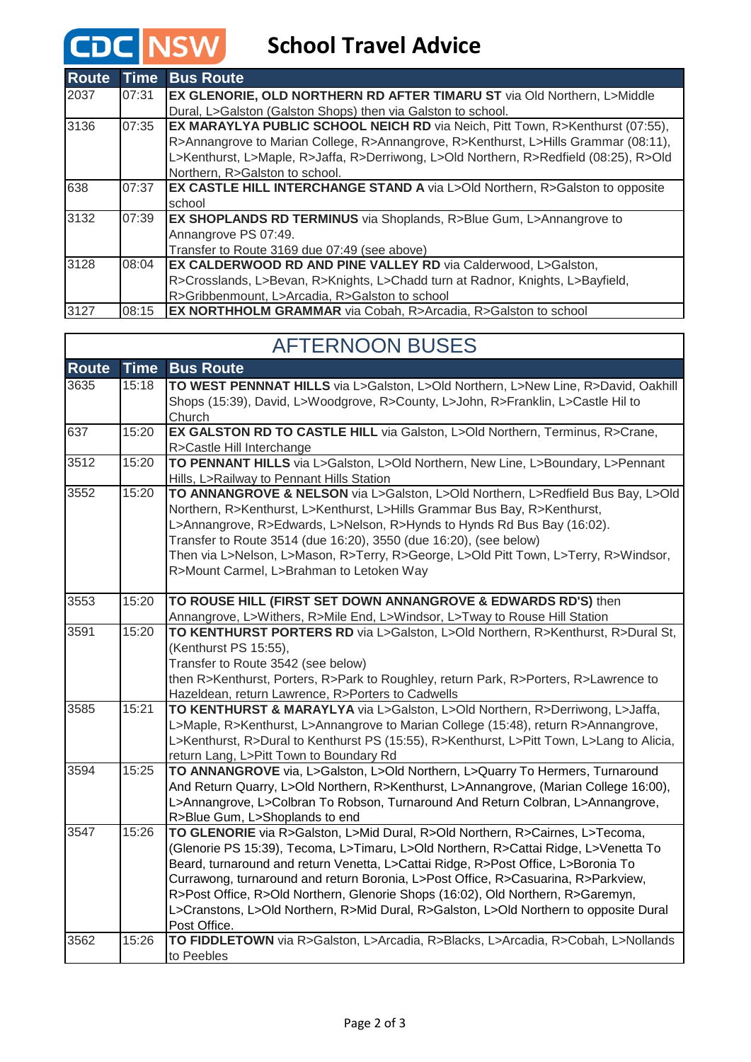# CDC NSW School Travel Advice

| Route | Time | Bus Route |
|---|---|---|
| 2037 | 07:31 | **EX GLENORIE, OLD NORTHERN RD AFTER TIMARU ST** via Old Northern, L>Middle Dural, L>Galston (Galston Shops) then via Galston to school. |
| 3136 | 07:35 | **EX MARAYLYA PUBLIC SCHOOL NEICH RD** via Neich, Pitt Town, R>Kenthurst (07:55), R>Annangrove to Marian College, R>Annangrove, R>Kenthurst, L>Hills Grammar (08:11), L>Kenthurst, L>Maple, R>Jaffa, R>Derriwong, L>Old Northern, R>Redfield (08:25), R>Old Northern, R>Galston to school. |
| 638 | 07:37 | **EX CASTLE HILL INTERCHANGE STAND A** via L>Old Northern, R>Galston to opposite school |
| 3132 | 07:39 | **EX SHOPLANDS RD TERMINUS** via Shoplands, R>Blue Gum, L>Annangrove to Annangrove PS 07:49.<br>Transfer to Route 3169 due 07:49 (see above) |
| 3128 | 08:04 | **EX CALDERWOOD RD AND PINE VALLEY RD** via Calderwood, L>Galston, R>Crosslands, L>Bevan, R>Knights, L>Chadd turn at Radnor, Knights, L>Bayfield, R>Gribbenmount, L>Arcadia, R>Galston to school |
| 3127 | 08:15 | **EX NORTHHOLM GRAMMAR** via Cobah, R>Arcadia, R>Galston to school |

## AFTERNOON BUSES

| Route | Time | Bus Route |
|---|---|---|
| 3635 | 15:18 | **TO WEST PENNNAT HILLS** via L>Galston, L>Old Northern, L>New Line, R>David, Oakhill Shops (15:39), David, L>Woodgrove, R>County, L>John, R>Franklin, L>Castle Hil to Church |
| 637 | 15:20 | **EX GALSTON RD TO CASTLE HILL** via Galston, L>Old Northern, Terminus, R>Crane, R>Castle Hill Interchange |
| 3512 | 15:20 | **TO PENNANT HILLS** via L>Galston, L>Old Northern, New Line, L>Boundary, L>Pennant Hills, L>Railway to Pennant Hills Station |
| 3552 | 15:20 | **TO ANNANGROVE & NELSON** via L>Galston, L>Old Northern, L>Redfield Bus Bay, L>Old Northern, R>Kenthurst, L>Kenthurst, L>Hills Grammar Bus Bay, R>Kenthurst, L>Annangrove, R>Edwards, L>Nelson, R>Hynds to Hynds Rd Bus Bay (16:02).<br>Transfer to Route 3514 (due 16:20), 3550 (due 16:20), (see below)<br>Then via L>Nelson, L>Mason, R>Terry, R>George, L>Old Pitt Town, L>Terry, R>Windsor, R>Mount Carmel, L>Brahman to Letoken Way |
| 3553 | 15:20 | **TO ROUSE HILL (FIRST SET DOWN ANNANGROVE & EDWARDS RD'S)** then Annangrove, L>Withers, R>Mile End, L>Windsor, L>Tway to Rouse Hill Station |
| 3591 | 15:20 | **TO KENTHURST PORTERS RD** via L>Galston, L>Old Northern, R>Kenthurst, R>Dural St, (Kenthurst PS 15:55),<br>Transfer to Route 3542 (see below)<br>then R>Kenthurst, Porters, R>Park to Roughley, return Park, R>Porters, R>Lawrence to Hazeldean, return Lawrence, R>Porters to Cadwells |
| 3585 | 15:21 | **TO KENTHURST & MARAYLYA** via L>Galston, L>Old Northern, R>Derriwong, L>Jaffa, L>Maple, R>Kenthurst, L>Annangrove to Marian College (15:48), return R>Annangrove, L>Kenthurst, R>Dural to Kenthurst PS (15:55), R>Kenthurst, L>Pitt Town, L>Lang to Alicia, return Lang, L>Pitt Town to Boundary Rd |
| 3594 | 15:25 | **TO ANNANGROVE** via, L>Galston, L>Old Northern, L>Quarry To Hermers, Turnaround And Return Quarry, L>Old Northern, R>Kenthurst, L>Annangrove, (Marian College 16:00), L>Annangrove, L>Colbran To Robson, Turnaround And Return Colbran, L>Annangrove, R>Blue Gum, L>Shoplands to end |
| 3547 | 15:26 | **TO GLENORIE** via R>Galston, L>Mid Dural, R>Old Northern, R>Cairnes, L>Tecoma, (Glenorie PS 15:39), Tecoma, L>Timaru, L>Old Northern, R>Cattai Ridge, L>Venetta To Beard, turnaround and return Venetta, L>Cattai Ridge, R>Post Office, L>Boronia To Currawong, turnaround and return Boronia, L>Post Office, R>Casuarina, R>Parkview, R>Post Office, R>Old Northern, Glenorie Shops (16:02), Old Northern, R>Garemyn, L>Cranstons, L>Old Northern, R>Mid Dural, R>Galston, L>Old Northern to opposite Dural Post Office. |
| 3562 | 15:26 | **TO FIDDLETOWN** via R>Galston, L>Arcadia, R>Blacks, L>Arcadia, R>Cobah, L>Nollands to Peebles |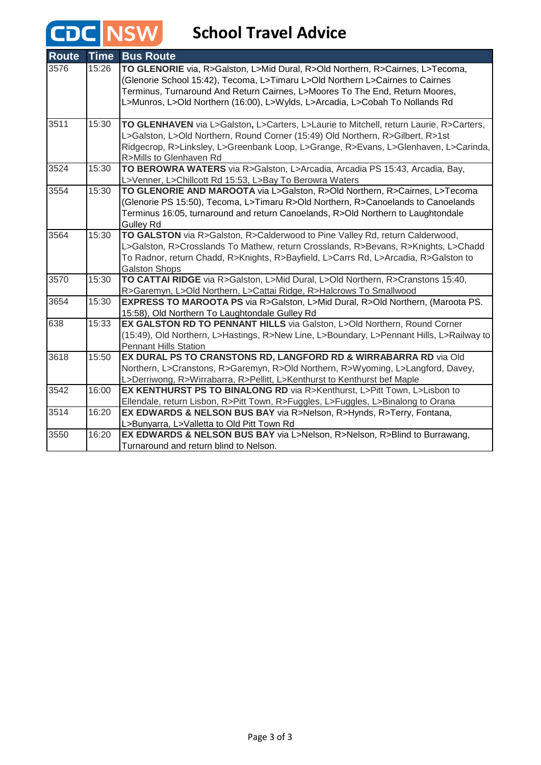# CDC NSW School Travel Advice

| Route | Time | Bus Route |
|---|---|---|
| 3576 | 15:26 | **TO GLENORIE** via, R>Galston, L>Mid Dural, R>Old Northern, R>Cairnes, L>Tecoma, (Glenorie School 15:42), Tecoma, L>Timaru L>Old Northern L>Cairnes to Cairnes Terminus, Turnaround And Return Cairnes, L>Moores To The End, Return Moores, L>Munros, L>Old Northern (16:00), L>Wylds, L>Arcadia, L>Cobah To Nollands Rd |
| 3511 | 15:30 | **TO GLENHAVEN** via L>Galston**,** L>Carters, L>Laurie to Mitchell, return Laurie, R>Carters, L>Galston, L>Old Northern, Round Corner (15:49) Old Northern, R>Gilbert, R>1st Ridgecrop, R>Linksley, L>Greenbank Loop, L>Grange, R>Evans, L>Glenhaven, L>Carinda, R>Mills to Glenhaven Rd |
| 3524 | 15:30 | **TO BEROWRA WATERS** via R>Galston, L>Arcadia, Arcadia PS 15:43, Arcadia, Bay, L>Venner, L>Chillcott Rd 15:53, L>Bay To Berowra Waters |
| 3554 | 15:30 | **TO GLENORIE AND MAROOTA** via L>Galston, R>Old Northern, R>Cairnes, L>Tecoma (Glenorie PS 15:50), Tecoma, L>Timaru R>Old Northern, R>Canoelands to Canoelands Terminus 16:05, turnaround and return Canoelands, R>Old Northern to Laughtondale Gulley Rd |
| 3564 | 15:30 | **TO GALSTON** via R>Galston, R>Calderwood to Pine Valley Rd, return Calderwood, L>Galston, R>Crosslands To Mathew, return Crosslands, R>Bevans, R>Knights, L>Chadd To Radnor, return Chadd, R>Knights, R>Bayfield, L>Carrs Rd, L>Arcadia, R>Galston to Galston Shops |
| 3570 | 15:30 | **TO CATTAI RIDGE** via R>Galston, L>Mid Dural, L>Old Northern, R>Cranstons 15:40, R>Garemyn, L>Old Northern, L>Cattai Ridge, R>Halcrows To Smallwood |
| 3654 | 15:30 | **EXPRESS TO MAROOTA PS** via R>Galston, L>Mid Dural, R>Old Northern, (Maroota PS. 15:58), Old Northern To Laughtondale Gulley Rd |
| 638 | 15:33 | **EX GALSTON RD TO PENNANT HILLS** via Galston, L>Old Northern, Round Corner (15:49), Old Northern, L>Hastings, R>New Line, L>Boundary, L>Pennant Hills, L>Railway to Pennant Hills Station |
| 3618 | 15:50 | **EX DURAL PS TO CRANSTONS RD, LANGFORD RD & WIRRABARRA RD** via Old Northern, L>Cranstons, R>Garemyn, R>Old Northern, R>Wyoming, L>Langford, Davey, L>Derriwong, R>Wirrabarra, R>Pellitt, L>Kenthurst to Kenthurst bef Maple |
| 3542 | 16:00 | **EX KENTHURST PS TO BINALONG RD** via R>Kenthurst, L>Pitt Town, L>Lisbon to Ellendale, return Lisbon, R>Pitt Town, R>Fuggles, L>Fuggles, L>Binalong to Orana |
| 3514 | 16:20 | **EX EDWARDS & NELSON BUS BAY** via R>Nelson, R>Hynds, R>Terry, Fontana, L>Bunyarra, L>Valletta to Old Pitt Town Rd |
| 3550 | 16:20 | **EX EDWARDS & NELSON BUS BAY** via L>Nelson, R>Nelson, R>Blind to Burrawang, Turnaround and return blind to Nelson. |